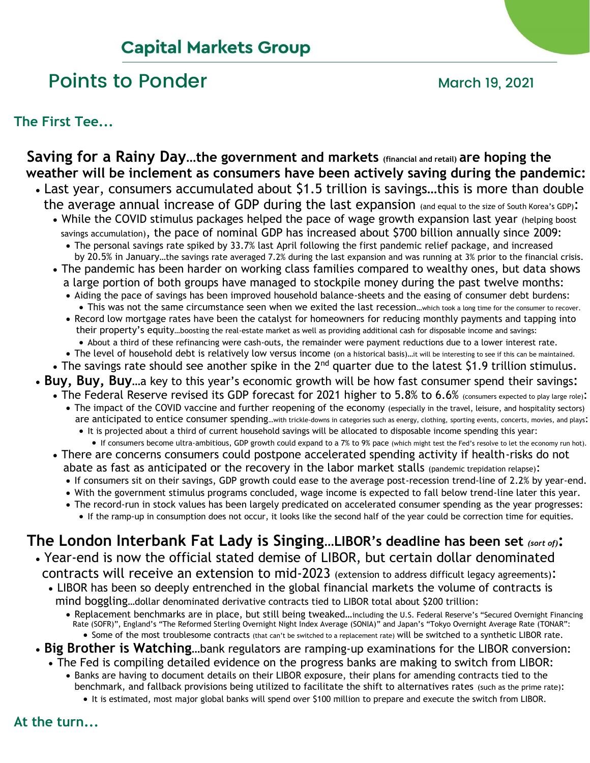## Capital Markets Group

# Points to Ponder

March 19, 2021

### The First Tee...

**Saving for a Rainy Day**…**the government and markets** (financial and retail) **are hoping the weather will be inclement as consumers have been actively saving during the pandemic:**

- Last year, consumers accumulated about $1.5 trillion is savings…this is more than double the average annual increase of GDP during the last expansion (and equal to the size of South Korea's GDP):
  - While the COVID stimulus packages helped the pace of wage growth expansion last year (helping boost savings accumulation), the pace of nominal GDP has increased about $700 billion annually since 2009:
    - The personal savings rate spiked by 33.7% last April following the first pandemic relief package, and increased by 20.5% in January…the savings rate averaged 7.2% during the last expansion and was running at 3% prior to the financial crisis.
  - The pandemic has been harder on working class families compared to wealthy ones, but data shows a large portion of both groups have managed to stockpile money during the past twelve months:
    - Aiding the pace of savings has been improved household balance-sheets and the easing of consumer debt burdens:
      - This was not the same circumstance seen when we exited the last recession…which took a long time for the consumer to recover.
    - Record low mortgage rates have been the catalyst for homeowners for reducing monthly payments and tapping into their property's equity…boosting the real-estate market as well as providing additional cash for disposable income and savings:
      - About a third of these refinancing were cash-outs, the remainder were payment reductions due to a lower interest rate.
    - The level of household debt is relatively low versus income (on a historical basis)…it will be interesting to see if this can be maintained.
  - The savings rate should see another spike in the 2nd quarter due to the latest $1.9 trillion stimulus.
- **Buy, Buy, Buy**…a key to this year's economic growth will be how fast consumer spend their savings:
  - The Federal Reserve revised its GDP forecast for 2021 higher to 5.8% to 6.6% (consumers expected to play large role):
    - The impact of the COVID vaccine and further reopening of the economy (especially in the travel, leisure, and hospitality sectors) are anticipated to entice consumer spending…with trickle-downs in categories such as energy, clothing, sporting events, concerts, movies, and plays:
      - It is projected about a third of current household savings will be allocated to disposable income spending this year:
        - If consumers become ultra-ambitious, GDP growth could expand to a 7% to 9% pace (which might test the Fed's resolve to let the economy run hot).
  - There are concerns consumers could postpone accelerated spending activity if health-risks do not abate as fast as anticipated or the recovery in the labor market stalls (pandemic trepidation relapse):
    - If consumers sit on their savings, GDP growth could ease to the average post-recession trend-line of 2.2% by year-end.
    - With the government stimulus programs concluded, wage income is expected to fall below trend-line later this year.
    - The record-run in stock values has been largely predicated on accelerated consumer spending as the year progresses:
      - If the ramp-up in consumption does not occur, it looks like the second half of the year could be correction time for equities.

**The London Interbank Fat Lady is Singing**…**LIBOR's deadline has been set** ***(sort of)*****:**

- Year-end is now the official stated demise of LIBOR, but certain dollar denominated contracts will receive an extension to mid-2023 (extension to address difficult legacy agreements):
  - LIBOR has been so deeply entrenched in the global financial markets the volume of contracts is mind boggling…dollar denominated derivative contracts tied to LIBOR total about $200 trillion:
    - Replacement benchmarks are in place, but still being tweaked…including the U.S. Federal Reserve's "Secured Overnight Financing Rate (SOFR)", England's "The Reformed Sterling Overnight Night Index Average (SONIA)" and Japan's "Tokyo Overnight Average Rate (TONAR":
      - Some of the most troublesome contracts (that can't be switched to a replacement rate) will be switched to a synthetic LIBOR rate.
- **Big Brother is Watching**…bank regulators are ramping-up examinations for the LIBOR conversion:
  - The Fed is compiling detailed evidence on the progress banks are making to switch from LIBOR:
    - Banks are having to document details on their LIBOR exposure, their plans for amending contracts tied to the benchmark, and fallback provisions being utilized to facilitate the shift to alternatives rates (such as the prime rate):
      - It is estimated, most major global banks will spend over $100 million to prepare and execute the switch from LIBOR.

### At the turn...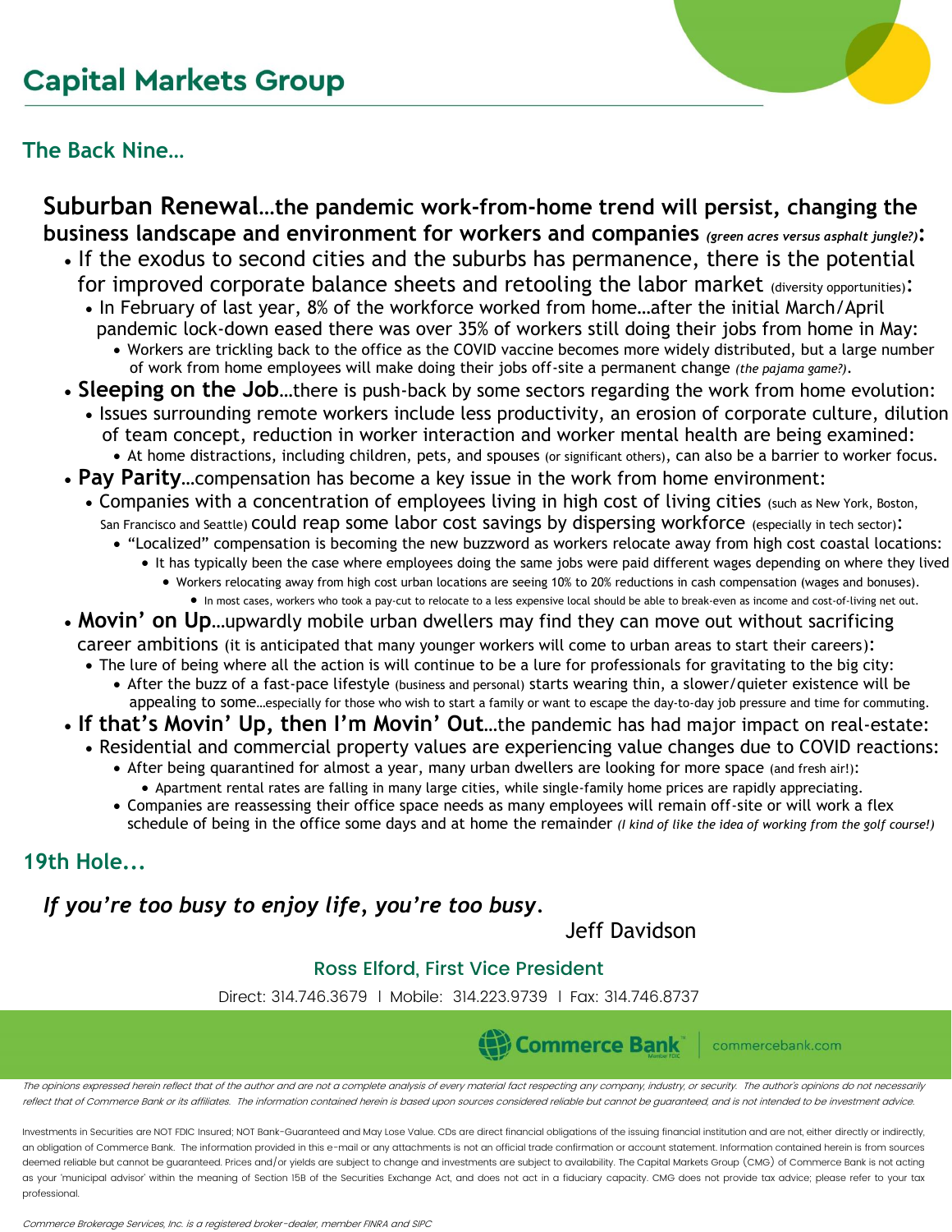# Capital Markets Group

## The Back Nine…

**Suburban Renewal…the pandemic work-from-home trend will persist, changing the business landscape and environment for workers and companies** ***(green acres versus asphalt jungle?)*****:**

- If the exodus to second cities and the suburbs has permanence, there is the potential for improved corporate balance sheets and retooling the labor market (diversity opportunities):
  - In February of last year, 8% of the workforce worked from home…after the initial March/April pandemic lock-down eased there was over 35% of workers still doing their jobs from home in May:
    - Workers are trickling back to the office as the COVID vaccine becomes more widely distributed, but a large number of work from home employees will make doing their jobs off-site a permanent change *(the pajama game?)*.
- **Sleeping on the Job**…there is push-back by some sectors regarding the work from home evolution:
  - Issues surrounding remote workers include less productivity, an erosion of corporate culture, dilution of team concept, reduction in worker interaction and worker mental health are being examined:
    - At home distractions, including children, pets, and spouses (or significant others), can also be a barrier to worker focus.
- **Pay Parity**…compensation has become a key issue in the work from home environment:
  - Companies with a concentration of employees living in high cost of living cities (such as New York, Boston, San Francisco and Seattle) could reap some labor cost savings by dispersing workforce (especially in tech sector):
    - "Localized" compensation is becoming the new buzzword as workers relocate away from high cost coastal locations:
      - It has typically been the case where employees doing the same jobs were paid different wages depending on where they lived
        - Workers relocating away from high cost urban locations are seeing 10% to 20% reductions in cash compensation (wages and bonuses).
          - In most cases, workers who took a pay-cut to relocate to a less expensive local should be able to break-even as income and cost-of-living net out.
- **Movin' on Up**…upwardly mobile urban dwellers may find they can move out without sacrificing career ambitions (it is anticipated that many younger workers will come to urban areas to start their careers):
  - The lure of being where all the action is will continue to be a lure for professionals for gravitating to the big city:
    - After the buzz of a fast-pace lifestyle (business and personal) starts wearing thin, a slower/quieter existence will be appealing to some…especially for those who wish to start a family or want to escape the day-to-day job pressure and time for commuting.
- **If that's Movin' Up, then I'm Movin' Out**…the pandemic has had major impact on real-estate:
  - Residential and commercial property values are experiencing value changes due to COVID reactions:
    - After being quarantined for almost a year, many urban dwellers are looking for more space (and fresh air!):
      - Apartment rental rates are falling in many large cities, while single-family home prices are rapidly appreciating.
    - Companies are reassessing their office space needs as many employees will remain off-site or will work a flex schedule of being in the office some days and at home the remainder *(I kind of like the idea of working from the golf course!)*

## 19th Hole...

***If you're too busy to enjoy life, you're too busy.***

Jeff Davidson

Ross Elford, First Vice President

Direct: 314.746.3679 | Mobile: 314.223.9739 | Fax: 314.746.8737

Commerce Bank | commercebank.com

*The opinions expressed herein reflect that of the author and are not a complete analysis of every material fact respecting any company, industry, or security. The author's opinions do not necessarily reflect that of Commerce Bank or its affiliates. The information contained herein is based upon sources considered reliable but cannot be guaranteed, and is not intended to be investment advice.*

Investments in Securities are NOT FDIC Insured; NOT Bank-Guaranteed and May Lose Value. CDs are direct financial obligations of the issuing financial institution and are not, either directly or indirectly, an obligation of Commerce Bank. The information provided in this e-mail or any attachments is not an official trade confirmation or account statement. Information contained herein is from sources deemed reliable but cannot be guaranteed. Prices and/or yields are subject to change and investments are subject to availability. The Capital Markets Group (CMG) of Commerce Bank is not acting as your 'municipal advisor' within the meaning of Section 15B of the Securities Exchange Act, and does not act in a fiduciary capacity. CMG does not provide tax advice; please refer to your tax professional.

*Commerce Brokerage Services, Inc. is a registered broker-dealer, member FINRA and SIPC*